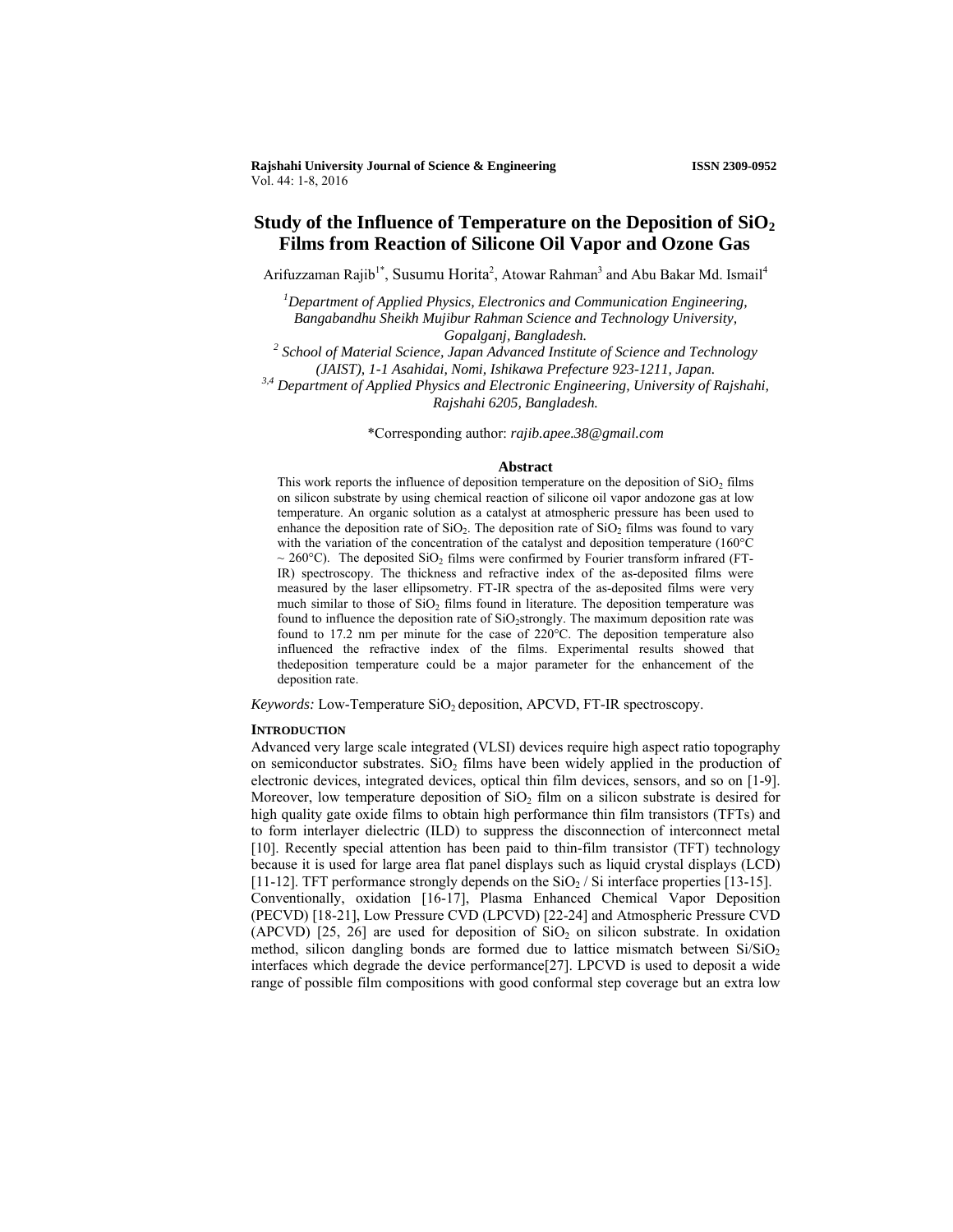# Study of the Influence of Temperature on the Deposition of $SiO_2$ Films from Reaction of Silicone Oil Vapor and Ozone Gas

Arifuzzaman Rajib[1*], Susumu Horita[2], Atowar Rahman[3] and Abu Bakar Md. Ismail[4]

[1]*Department of Applied Physics, Electronics and Communication Engineering, Bangabandhu Sheikh Mujibur Rahman Science and Technology University, Gopalganj, Bangladesh.*

[2] *School of Material Science, Japan Advanced Institute of Science and Technology (JAIST), 1-1 Asahidai, Nomi, Ishikawa Prefecture 923-1211, Japan.*

[3,4] *Department of Applied Physics and Electronic Engineering, University of Rajshahi, Rajshahi 6205, Bangladesh.*

\*Corresponding author: *rajib.apee.38@gmail.com*

## Abstract

This work reports the influence of deposition temperature on the deposition of $SiO_2$ films on silicon substrate by using chemical reaction of silicone oil vapor andozone gas at low temperature. An organic solution as a catalyst at atmospheric pressure has been used to enhance the deposition rate of $SiO_2$. The deposition rate of $SiO_2$ films was found to vary with the variation of the concentration of the catalyst and deposition temperature (160°C ~ 260°C). The deposited $SiO_2$ films were confirmed by Fourier transform infrared (FT-IR) spectroscopy. The thickness and refractive index of the as-deposited films were measured by the laser ellipsometry. FT-IR spectra of the as-deposited films were very much similar to those of $SiO_2$ films found in literature. The deposition temperature was found to influence the deposition rate of $SiO_2$strongly. The maximum deposition rate was found to 17.2 nm per minute for the case of 220°C. The deposition temperature also influenced the refractive index of the films. Experimental results showed that thedeposition temperature could be a major parameter for the enhancement of the deposition rate.

*Keywords:* Low-Temperature $SiO_2$ deposition, APCVD, FT-IR spectroscopy.

## INTRODUCTION

Advanced very large scale integrated (VLSI) devices require high aspect ratio topography on semiconductor substrates. $SiO_2$ films have been widely applied in the production of electronic devices, integrated devices, optical thin film devices, sensors, and so on [1-9]. Moreover, low temperature deposition of $SiO_2$ film on a silicon substrate is desired for high quality gate oxide films to obtain high performance thin film transistors (TFTs) and to form interlayer dielectric (ILD) to suppress the disconnection of interconnect metal [10]. Recently special attention has been paid to thin-film transistor (TFT) technology because it is used for large area flat panel displays such as liquid crystal displays (LCD) [11-12]. TFT performance strongly depends on the $SiO_2$ / Si interface properties [13-15].
Conventionally, oxidation [16-17], Plasma Enhanced Chemical Vapor Deposition (PECVD) [18-21], Low Pressure CVD (LPCVD) [22-24] and Atmospheric Pressure CVD (APCVD) [25, 26] are used for deposition of $SiO_2$ on silicon substrate. In oxidation method, silicon dangling bonds are formed due to lattice mismatch between Si/$SiO_2$ interfaces which degrade the device performance[27]. LPCVD is used to deposit a wide range of possible film compositions with good conformal step coverage but an extra low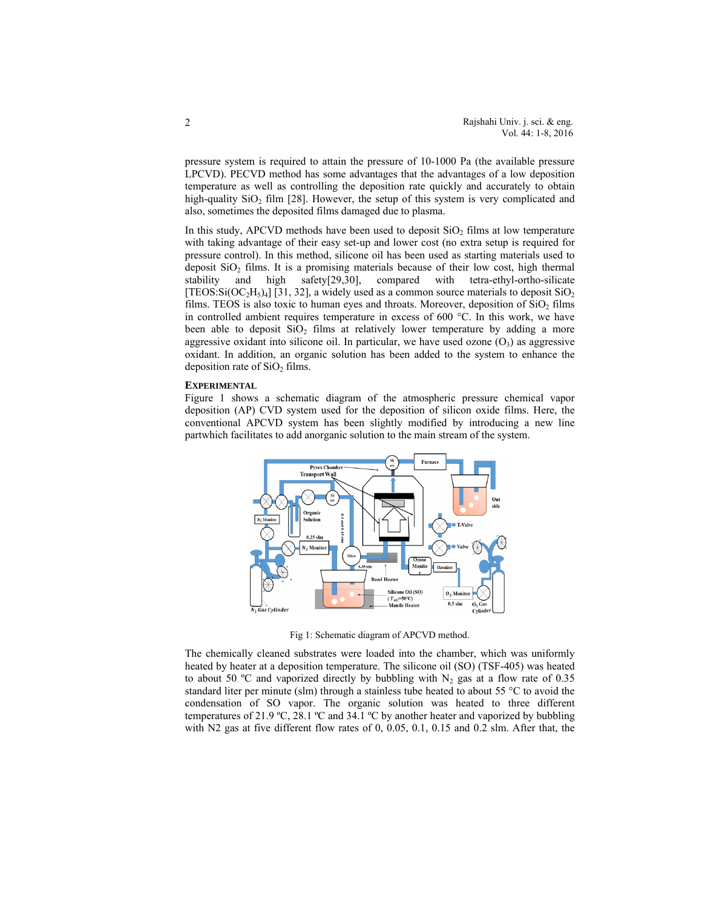pressure system is required to attain the pressure of 10-1000 Pa (the available pressure LPCVD). PECVD method has some advantages that the advantages of a low deposition temperature as well as controlling the deposition rate quickly and accurately to obtain high-quality $SiO_2$ film [28]. However, the setup of this system is very complicated and also, sometimes the deposited films damaged due to plasma.

In this study, APCVD methods have been used to deposit $SiO_2$ films at low temperature with taking advantage of their easy set-up and lower cost (no extra setup is required for pressure control). In this method, silicone oil has been used as starting materials used to deposit $SiO_2$ films. It is a promising materials because of their low cost, high thermal stability and high safety[29,30], compared with tetra-ethyl-ortho-silicate [TEOS:$Si(OC_2H_5)_4$] [31, 32], a widely used as a common source materials to deposit $SiO_2$ films. TEOS is also toxic to human eyes and throats. Moreover, deposition of $SiO_2$ films in controlled ambient requires temperature in excess of 600 °C. In this work, we have been able to deposit $SiO_2$ films at relatively lower temperature by adding a more aggressive oxidant into silicone oil. In particular, we have used ozone ($O_3$) as aggressive oxidant. In addition, an organic solution has been added to the system to enhance the deposition rate of $SiO_2$ films.

## EXPERIMENTAL

Figure 1 shows a schematic diagram of the atmospheric pressure chemical vapor deposition (AP) CVD system used for the deposition of silicon oxide films. Here, the conventional APCVD system has been slightly modified by introducing a new line partwhich facilitates to add anorganic solution to the main stream of the system.

Fig 1: Schematic diagram of APCVD method.

The chemically cleaned substrates were loaded into the chamber, which was uniformly heated by heater at a deposition temperature. The silicone oil (SO) (TSF-405) was heated to about 50 ºC and vaporized directly by bubbling with $N_2$ gas at a flow rate of 0.35 standard liter per minute (slm) through a stainless tube heated to about 55 °C to avoid the condensation of SO vapor. The organic solution was heated to three different temperatures of 21.9 ºC, 28.1 ºC and 34.1 ºC by another heater and vaporized by bubbling with N2 gas at five different flow rates of 0, 0.05, 0.1, 0.15 and 0.2 slm. After that, the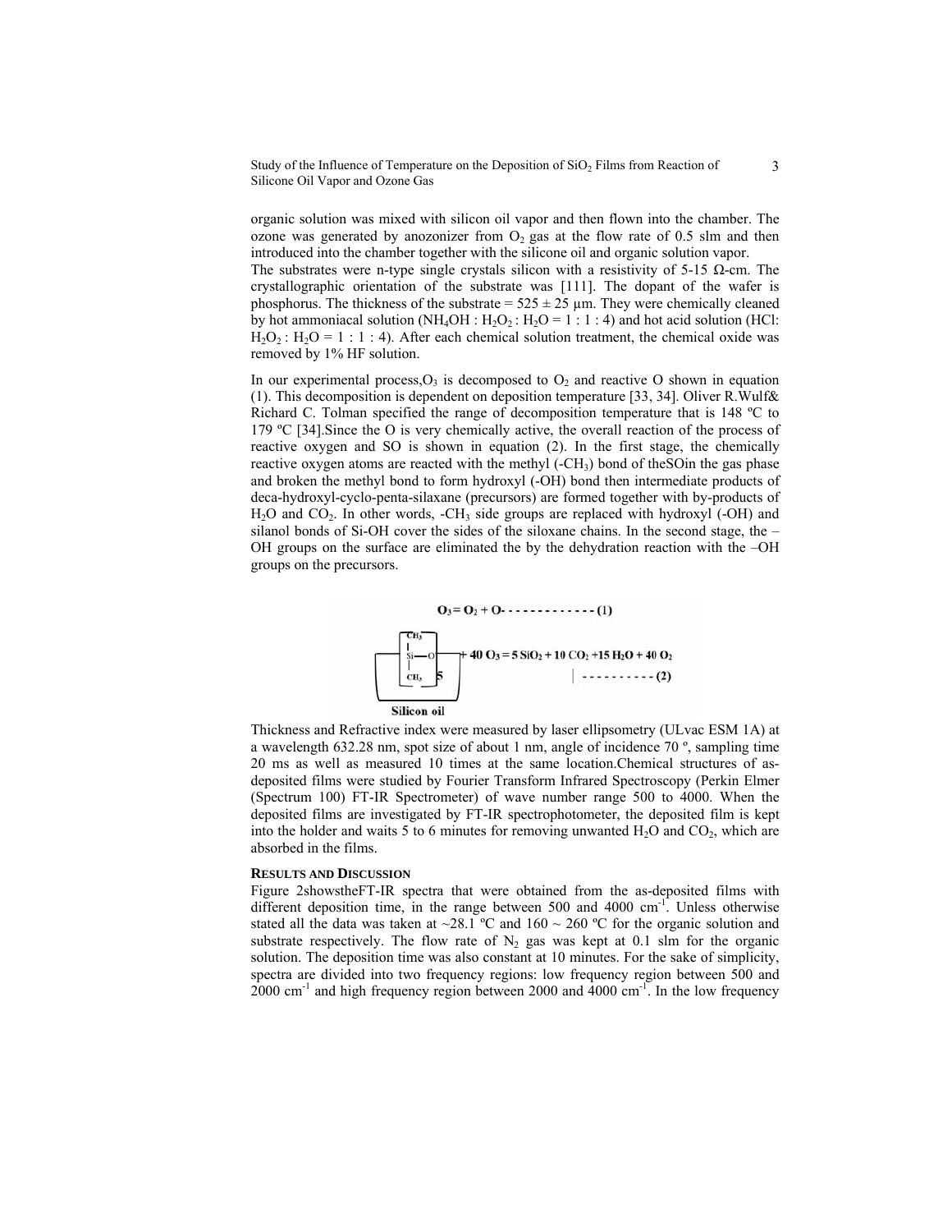organic solution was mixed with silicon oil vapor and then flown into the chamber. The ozone was generated by anozonizer from $O_2$ gas at the flow rate of 0.5 slm and then introduced into the chamber together with the silicone oil and organic solution vapor.

The substrates were n-type single crystals silicon with a resistivity of 5-15 Ω-cm. The crystallographic orientation of the substrate was [111]. The dopant of the wafer is phosphorus. The thickness of the substrate = 525 ± 25 µm. They were chemically cleaned by hot ammoniacal solution ($NH_4OH : H_2O_2 : H_2O = 1 : 1 : 4$) and hot acid solution ($HCl: H_2O_2 : H_2O = 1 : 1 : 4$). After each chemical solution treatment, the chemical oxide was removed by 1% HF solution.

In our experimental process,$O_3$ is decomposed to $O_2$ and reactive O shown in equation (1). This decomposition is dependent on deposition temperature [33, 34]. Oliver R.Wulf& Richard C. Tolman specified the range of decomposition temperature that is 148 ºC to 179 ºC [34].Since the O is very chemically active, the overall reaction of the process of reactive oxygen and SO is shown in equation (2). In the first stage, the chemically reactive oxygen atoms are reacted with the methyl (-$CH_3$) bond of theSOin the gas phase and broken the methyl bond to form hydroxyl (-OH) bond then intermediate products of deca-hydroxyl-cyclo-penta-silaxane (precursors) are formed together with by-products of $H_2O$ and $CO_2$. In other words, -$CH_3$ side groups are replaced with hydroxyl (-OH) and silanol bonds of Si-OH cover the sides of the siloxane chains. In the second stage, the –OH groups on the surface are eliminated the by the dehydration reaction with the –OH groups on the precursors.

$$O_3 = O_2 + O\text{·} \quad \text{-------------- (1)}$$

$$[Si(CH_3)_2-O]_5 + 40\,O_3 = 5\,SiO_2 + 10\,CO_2 + 15\,H_2O + 40\,O_2 \quad \text{---------- (2)}$$

Silicon oil

Thickness and Refractive index were measured by laser ellipsometry (ULvac ESM 1A) at a wavelength 632.28 nm, spot size of about 1 nm, angle of incidence 70 º, sampling time 20 ms as well as measured 10 times at the same location.Chemical structures of as-deposited films were studied by Fourier Transform Infrared Spectroscopy (Perkin Elmer (Spectrum 100) FT-IR Spectrometer) of wave number range 500 to 4000. When the deposited films are investigated by FT-IR spectrophotometer, the deposited film is kept into the holder and waits 5 to 6 minutes for removing unwanted $H_2O$ and $CO_2$, which are absorbed in the films.

## RESULTS AND DISCUSSION

Figure 2showstheFT-IR spectra that were obtained from the as-deposited films with different deposition time, in the range between 500 and 4000 $cm^{-1}$. Unless otherwise stated all the data was taken at ~28.1 ºC and 160 ~ 260 ºC for the organic solution and substrate respectively. The flow rate of $N_2$ gas was kept at 0.1 slm for the organic solution. The deposition time was also constant at 10 minutes. For the sake of simplicity, spectra are divided into two frequency regions: low frequency region between 500 and 2000 $cm^{-1}$ and high frequency region between 2000 and 4000 $cm^{-1}$. In the low frequency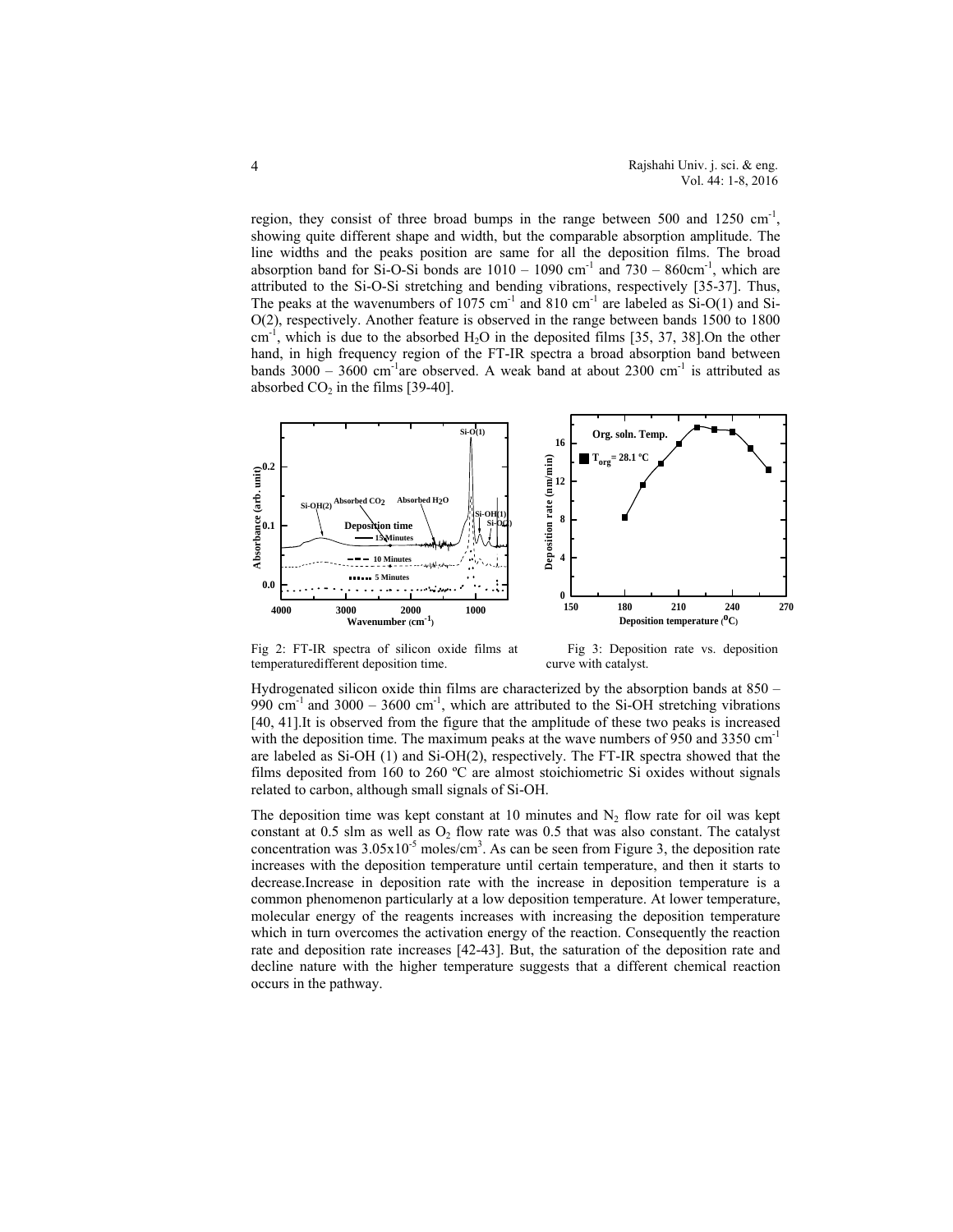region, they consist of three broad bumps in the range between 500 and 1250 $cm^{-1}$, showing quite different shape and width, but the comparable absorption amplitude. The line widths and the peaks position are same for all the deposition films. The broad absorption band for Si-O-Si bonds are 1010 – 1090 $cm^{-1}$ and 730 – 860$cm^{-1}$, which are attributed to the Si-O-Si stretching and bending vibrations, respectively [35-37]. Thus, The peaks at the wavenumbers of 1075 $cm^{-1}$ and 810 $cm^{-1}$ are labeled as Si-O(1) and Si-O(2), respectively. Another feature is observed in the range between bands 1500 to 1800 $cm^{-1}$, which is due to the absorbed $H_2O$ in the deposited films [35, 37, 38].On the other hand, in high frequency region of the FT-IR spectra a broad absorption band between bands 3000 – 3600 $cm^{-1}$are observed. A weak band at about 2300 $cm^{-1}$ is attributed as absorbed $CO_2$ in the films [39-40].

Fig 2: FT-IR spectra of silicon oxide films at different deposition time.

Fig 3: Deposition rate vs. deposition temperature curve with catalyst.

Hydrogenated silicon oxide thin films are characterized by the absorption bands at 850 – 990 $cm^{-1}$ and 3000 – 3600 $cm^{-1}$, which are attributed to the Si-OH stretching vibrations [40, 41].It is observed from the figure that the amplitude of these two peaks is increased with the deposition time. The maximum peaks at the wave numbers of 950 and 3350 $cm^{-1}$ are labeled as Si-OH (1) and Si-OH(2), respectively. The FT-IR spectra showed that the films deposited from 160 to 260 ºC are almost stoichiometric Si oxides without signals related to carbon, although small signals of Si-OH.

The deposition time was kept constant at 10 minutes and $N_2$ flow rate for oil was kept constant at 0.5 slm as well as $O_2$ flow rate was 0.5 that was also constant. The catalyst concentration was $3.05x10^{-5}$ moles/$cm^3$. As can be seen from Figure 3, the deposition rate increases with the deposition temperature until certain temperature, and then it starts to decrease.Increase in deposition rate with the increase in deposition temperature is a common phenomenon particularly at a low deposition temperature. At lower temperature, molecular energy of the reagents increases with increasing the deposition temperature which in turn overcomes the activation energy of the reaction. Consequently the reaction rate and deposition rate increases [42-43]. But, the saturation of the deposition rate and decline nature with the higher temperature suggests that a different chemical reaction occurs in the pathway.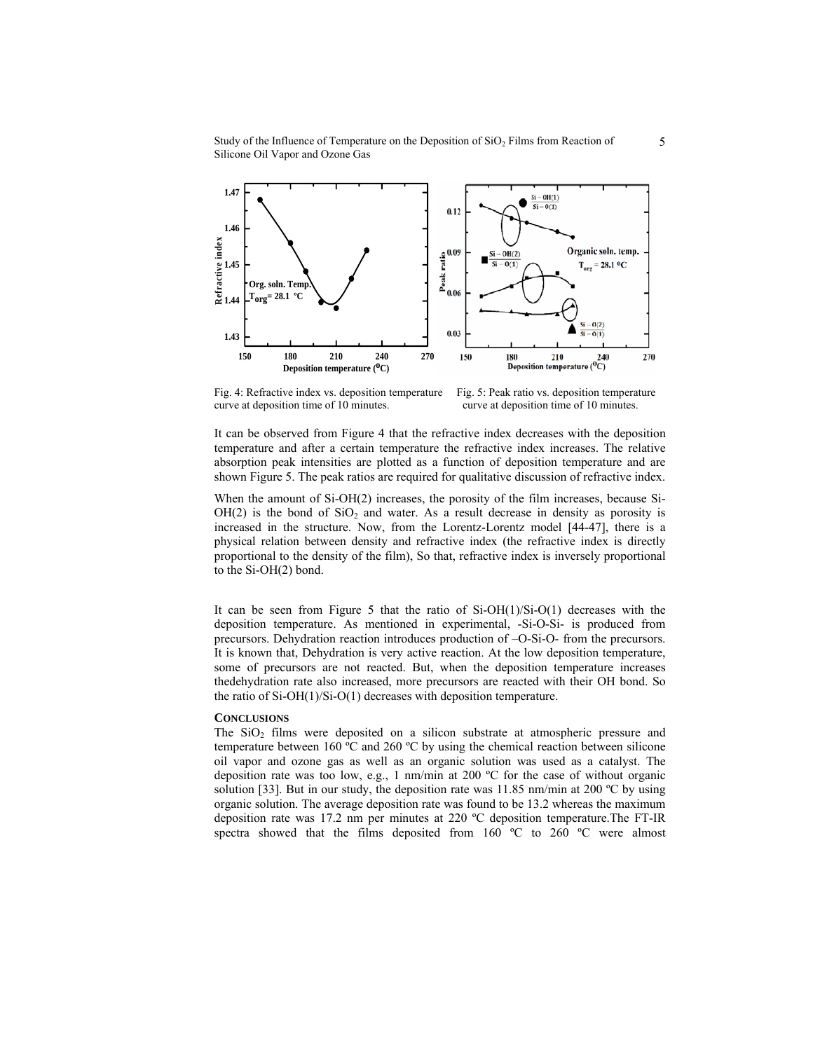Fig. 4: Refractive index vs. deposition temperature curve at deposition time of 10 minutes.

Fig. 5: Peak ratio vs. deposition temperature curve at deposition time of 10 minutes.

It can be observed from Figure 4 that the refractive index decreases with the deposition temperature and after a certain temperature the refractive index increases. The relative absorption peak intensities are plotted as a function of deposition temperature and are shown Figure 5. The peak ratios are required for qualitative discussion of refractive index.

When the amount of Si-OH(2) increases, the porosity of the film increases, because Si-OH(2) is the bond of $SiO_2$ and water. As a result decrease in density as porosity is increased in the structure. Now, from the Lorentz-Lorentz model [44-47], there is a physical relation between density and refractive index (the refractive index is directly proportional to the density of the film), So that, refractive index is inversely proportional to the Si-OH(2) bond.

It can be seen from Figure 5 that the ratio of Si-OH(1)/Si-O(1) decreases with the deposition temperature. As mentioned in experimental, -Si-O-Si- is produced from precursors. Dehydration reaction introduces production of –O-Si-O- from the precursors. It is known that, Dehydration is very active reaction. At the low deposition temperature, some of precursors are not reacted. But, when the deposition temperature increases thedehydration rate also increased, more precursors are reacted with their OH bond. So the ratio of Si-OH(1)/Si-O(1) decreases with deposition temperature.

## CONCLUSIONS

The $SiO_2$ films were deposited on a silicon substrate at atmospheric pressure and temperature between 160 ºC and 260 ºC by using the chemical reaction between silicone oil vapor and ozone gas as well as an organic solution was used as a catalyst. The deposition rate was too low, e.g., 1 nm/min at 200 ºC for the case of without organic solution [33]. But in our study, the deposition rate was 11.85 nm/min at 200 ºC by using organic solution. The average deposition rate was found to be 13.2 whereas the maximum deposition rate was 17.2 nm per minutes at 220 ºC deposition temperature.The FT-IR spectra showed that the films deposited from 160 ºC to 260 ºC were almost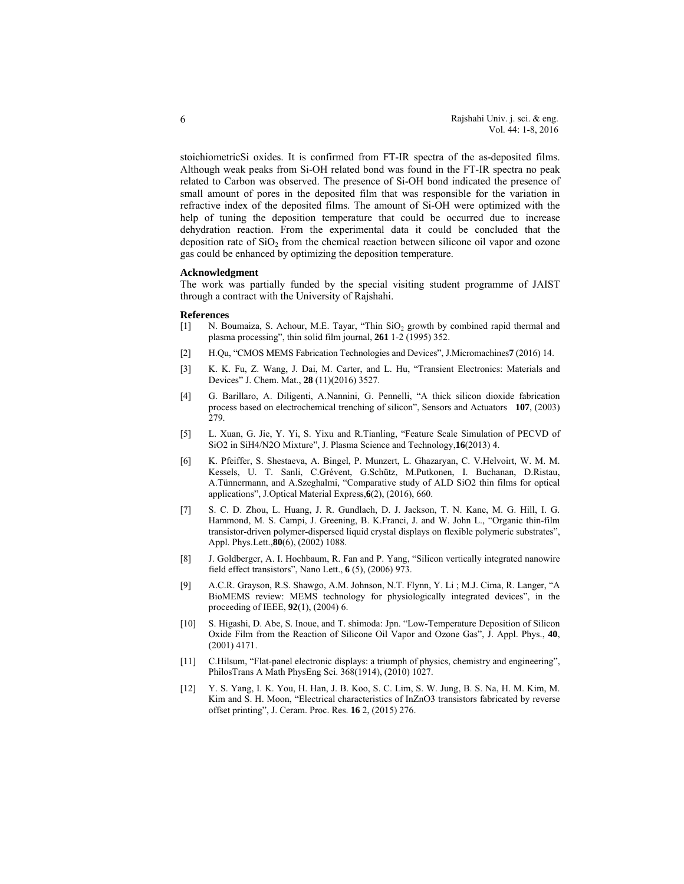stoichiometricSi oxides. It is confirmed from FT-IR spectra of the as-deposited films. Although weak peaks from Si-OH related bond was found in the FT-IR spectra no peak related to Carbon was observed. The presence of Si-OH bond indicated the presence of small amount of pores in the deposited film that was responsible for the variation in refractive index of the deposited films. The amount of Si-OH were optimized with the help of tuning the deposition temperature that could be occurred due to increase dehydration reaction. From the experimental data it could be concluded that the deposition rate of $SiO_2$ from the chemical reaction between silicone oil vapor and ozone gas could be enhanced by optimizing the deposition temperature.

**Acknowledgment**

The work was partially funded by the special visiting student programme of JAIST through a contract with the University of Rajshahi.

**References**

[1] N. Boumaiza, S. Achour, M.E. Tayar, "Thin $SiO_2$ growth by combined rapid thermal and plasma processing", thin solid film journal, **261** 1-2 (1995) 352.

[2] H.Qu, "CMOS MEMS Fabrication Technologies and Devices", J.Micromachines**7** (2016) 14.

[3] K. K. Fu, Z. Wang, J. Dai, M. Carter, and L. Hu, "Transient Electronics: Materials and Devices" J. Chem. Mat., **28** (11)(2016) 3527.

[4] G. Barillaro, A. Diligenti, A.Nannini, G. Pennelli, "A thick silicon dioxide fabrication process based on electrochemical trenching of silicon", Sensors and Actuators **107**, (2003) 279.

[5] L. Xuan, G. Jie, Y. Yi, S. Yixu and R.Tianling, "Feature Scale Simulation of PECVD of SiO2 in SiH4/N2O Mixture", J. Plasma Science and Technology,**16**(2013) 4.

[6] K. Pfeiffer, S. Shestaeva, A. Bingel, P. Munzert, L. Ghazaryan, C. V.Helvoirt, W. M. M. Kessels, U. T. Sanli, C.Grévent, G.Schütz, M.Putkonen, I. Buchanan, D.Ristau, A.Tünnermann, and A.Szeghalmi, "Comparative study of ALD SiO2 thin films for optical applications", J.Optical Material Express,**6**(2), (2016), 660.

[7] S. C. D. Zhou, L. Huang, J. R. Gundlach, D. J. Jackson, T. N. Kane, M. G. Hill, I. G. Hammond, M. S. Campi, J. Greening, B. K.Franci, J. and W. John L., "Organic thin-film transistor-driven polymer-dispersed liquid crystal displays on flexible polymeric substrates", Appl. Phys.Lett.,**80**(6), (2002) 1088.

[8] J. Goldberger, A. I. Hochbaum, R. Fan and P. Yang, "Silicon vertically integrated nanowire field effect transistors", Nano Lett., **6** (5), (2006) 973.

[9] A.C.R. Grayson, R.S. Shawgo, A.M. Johnson, N.T. Flynn, Y. Li ; M.J. Cima, R. Langer, "A BioMEMS review: MEMS technology for physiologically integrated devices", in the proceeding of IEEE, **92**(1), (2004) 6.

[10] S. Higashi, D. Abe, S. Inoue, and T. shimoda: Jpn. "Low-Temperature Deposition of Silicon Oxide Film from the Reaction of Silicone Oil Vapor and Ozone Gas", J. Appl. Phys., **40**, (2001) 4171.

[11] C.Hilsum, "Flat-panel electronic displays: a triumph of physics, chemistry and engineering", PhilosTrans A Math PhysEng Sci. 368(1914), (2010) 1027.

[12] Y. S. Yang, I. K. You, H. Han, J. B. Koo, S. C. Lim, S. W. Jung, B. S. Na, H. M. Kim, M. Kim and S. H. Moon, "Electrical characteristics of InZnO3 transistors fabricated by reverse offset printing", J. Ceram. Proc. Res. **16** 2, (2015) 276.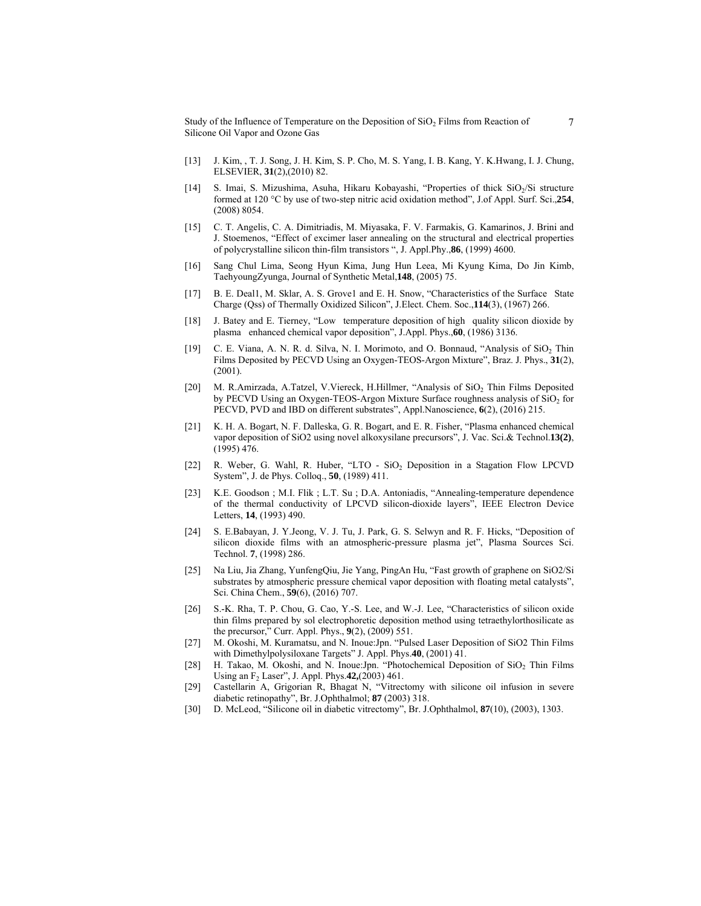[13] J. Kim, , T. J. Song, J. H. Kim, S. P. Cho, M. S. Yang, I. B. Kang, Y. K.Hwang, I. J. Chung, ELSEVIER, **31**(2),(2010) 82.

[14] S. Imai, S. Mizushima, Asuha, Hikaru Kobayashi, "Properties of thick $SiO_2$/Si structure formed at 120 °C by use of two-step nitric acid oxidation method", J.of Appl. Surf. Sci.,**254**, (2008) 8054.

[15] C. T. Angelis, C. A. Dimitriadis, M. Miyasaka, F. V. Farmakis, G. Kamarinos, J. Brini and J. Stoemenos, "Effect of excimer laser annealing on the structural and electrical properties of polycrystalline silicon thin-film transistors ", J. Appl.Phy.,**86**, (1999) 4600.

[16] Sang Chul Lima, Seong Hyun Kima, Jung Hun Leea, Mi Kyung Kima, Do Jin Kimb, TaehyoungZyunga, Journal of Synthetic Metal,**148**, (2005) 75.

[17] B. E. Deal1, M. Sklar, A. S. Grove1 and E. H. Snow, "Characteristics of the Surface State Charge (Qss) of Thermally Oxidized Silicon", J.Elect. Chem. Soc.,**114**(3), (1967) 266.

[18] J. Batey and E. Tierney, "Low temperature deposition of high quality silicon dioxide by plasma enhanced chemical vapor deposition", J.Appl. Phys.,**60**, (1986) 3136.

[19] C. E. Viana, A. N. R. d. Silva, N. I. Morimoto, and O. Bonnaud, "Analysis of $SiO_2$ Thin Films Deposited by PECVD Using an Oxygen-TEOS-Argon Mixture", Braz. J. Phys., **31**(2), (2001).

[20] M. R.Amirzada, A.Tatzel, V.Viereck, H.Hillmer, "Analysis of $SiO_2$ Thin Films Deposited by PECVD Using an Oxygen-TEOS-Argon Mixture Surface roughness analysis of $SiO_2$ for PECVD, PVD and IBD on different substrates", Appl.Nanoscience, **6**(2), (2016) 215.

[21] K. H. A. Bogart, N. F. Dalleska, G. R. Bogart, and E. R. Fisher, "Plasma enhanced chemical vapor deposition of SiO2 using novel alkoxysilane precursors", J. Vac. Sci.& Technol.**13(2)**, (1995) 476.

[22] R. Weber, G. Wahl, R. Huber, "LTO - $SiO_2$ Deposition in a Stagation Flow LPCVD System", J. de Phys. Colloq., **50**, (1989) 411.

[23] K.E. Goodson ; M.I. Flik ; L.T. Su ; D.A. Antoniadis, "Annealing-temperature dependence of the thermal conductivity of LPCVD silicon-dioxide layers", IEEE Electron Device Letters, **14**, (1993) 490.

[24] S. E.Babayan, J. Y.Jeong, V. J. Tu, J. Park, G. S. Selwyn and R. F. Hicks, "Deposition of silicon dioxide films with an atmospheric-pressure plasma jet", Plasma Sources Sci. Technol. **7**, (1998) 286.

[25] Na Liu, Jia Zhang, YunfengQiu, Jie Yang, PingAn Hu, "Fast growth of graphene on SiO2/Si substrates by atmospheric pressure chemical vapor deposition with floating metal catalysts", Sci. China Chem., **59**(6), (2016) 707.

[26] S.-K. Rha, T. P. Chou, G. Cao, Y.-S. Lee, and W.-J. Lee, "Characteristics of silicon oxide thin films prepared by sol electrophoretic deposition method using tetraethylorthosilicate as the precursor," Curr. Appl. Phys., **9**(2), (2009) 551.

[27] M. Okoshi, M. Kuramatsu, and N. Inoue:Jpn. "Pulsed Laser Deposition of SiO2 Thin Films with Dimethylpolysiloxane Targets" J. Appl. Phys.**40**, (2001) 41.

[28] H. Takao, M. Okoshi, and N. Inoue:Jpn. "Photochemical Deposition of $SiO_2$ Thin Films Using an $F_2$ Laser", J. Appl. Phys.**42,**(2003) 461.

[29] Castellarin A, Grigorian R, Bhagat N, "Vitrectomy with silicone oil infusion in severe diabetic retinopathy", Br. J.Ophthalmol; **87** (2003) 318.

[30] D. McLeod, "Silicone oil in diabetic vitrectomy", Br. J.Ophthalmol, **87**(10), (2003), 1303.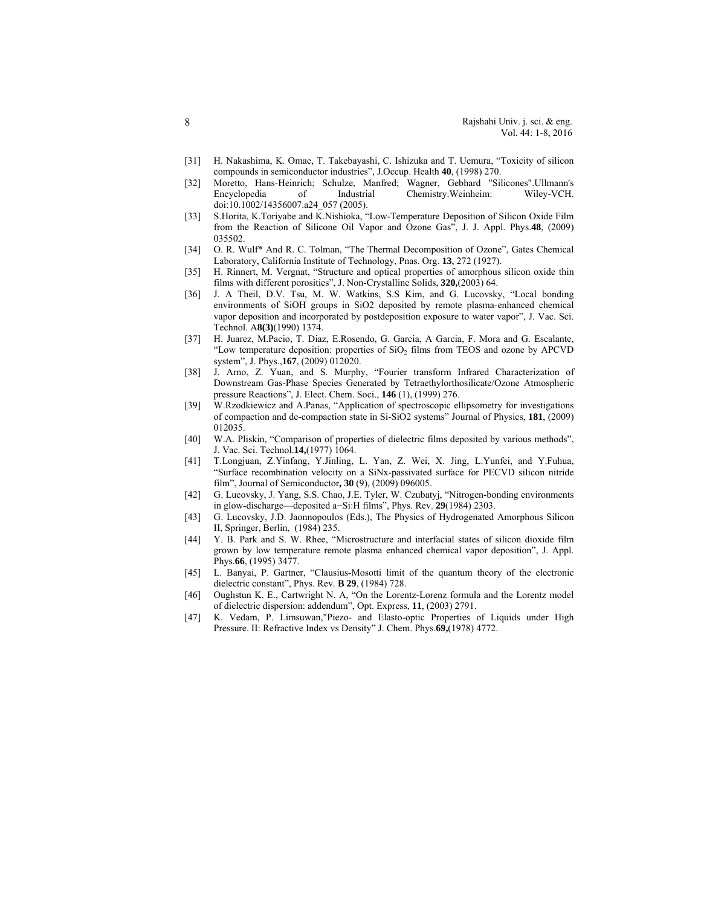[31] H. Nakashima, K. Omae, T. Takebayashi, C. Ishizuka and T. Uemura, "Toxicity of silicon compounds in semiconductor industries", J.Occup. Health **40**, (1998) 270.

[32] Moretto, Hans-Heinrich; Schulze, Manfred; Wagner, Gebhard "Silicones".Ullmann's Encyclopedia of Industrial Chemistry.Weinheim: Wiley-VCH. doi:10.1002/14356007.a24_057 (2005).

[33] S.Horita, K.Toriyabe and K.Nishioka, "Low-Temperature Deposition of Silicon Oxide Film from the Reaction of Silicone Oil Vapor and Ozone Gas", J. J. Appl. Phys.**48**, (2009) 035502.

[34] O. R. Wulf* And R. C. Tolman, "The Thermal Decomposition of Ozone", Gates Chemical Laboratory, California Institute of Technology, Pnas. Org. **13**, 272 (1927).

[35] H. Rinnert, M. Vergnat, "Structure and optical properties of amorphous silicon oxide thin films with different porosities", J. Non-Crystalline Solids, **320,**(2003) 64.

[36] J. A Theil, D.V. Tsu, M. W. Watkins, S.S Kim, and G. Lucovsky, "Local bonding environments of SiOH groups in SiO2 deposited by remote plasma-enhanced chemical vapor deposition and incorporated by postdeposition exposure to water vapor", J. Vac. Sci. Technol. A**8(3)**(1990) 1374.

[37] H. Juarez, M.Pacio, T. Diaz, E.Rosendo, G. Garcia, A Garcia, F. Mora and G. Escalante, "Low temperature deposition: properties of $SiO_2$ films from TEOS and ozone by APCVD system", J. Phys.,**167**, (2009) 012020.

[38] J. Arno, Z. Yuan, and S. Murphy, "Fourier transform Infrared Characterization of Downstream Gas-Phase Species Generated by Tetraethylorthosilicate/Ozone Atmospheric pressure Reactions", J. Elect. Chem. Soci., **146** (1), (1999) 276.

[39] W.Rzodkiewicz and A.Panas, "Application of spectroscopic ellipsometry for investigations of compaction and de-compaction state in Si-SiO2 systems" Journal of Physics, **181**, (2009) 012035.

[40] W.A. Pliskin, "Comparison of properties of dielectric films deposited by various methods", J. Vac. Sci. Technol.**14,**(1977) 1064.

[41] T.Longjuan, Z.Yinfang, Y.Jinling, L. Yan, Z. Wei, X. Jing, L.Yunfei, and Y.Fuhua, "Surface recombination velocity on a SiNx-passivated surface for PECVD silicon nitride film", Journal of Semiconductor**, 30** (9), (2009) 096005.

[42] G. Lucovsky, J. Yang, S.S. Chao, J.E. Tyler, W. Czubatyj, "Nitrogen-bonding environments in glow-discharge—deposited a−Si:H films", Phys. Rev. **29**(1984) 2303.

[43] G. Lucovsky, J.D. Jaonnopoulos (Eds.), The Physics of Hydrogenated Amorphous Silicon II, Springer, Berlin, (1984) 235.

[44] Y. B. Park and S. W. Rhee, "Microstructure and interfacial states of silicon dioxide film grown by low temperature remote plasma enhanced chemical vapor deposition", J. Appl. Phys.**66**, (1995) 3477.

[45] L. Banyai, P. Gartner, "Clausius-Mosotti limit of the quantum theory of the electronic dielectric constant", Phys. Rev. **B 29**, (1984) 728.

[46] Oughstun K. E., Cartwright N. A, "On the Lorentz-Lorenz formula and the Lorentz model of dielectric dispersion: addendum", Opt. Express, **11**, (2003) 2791.

[47] K. Vedam, P. Limsuwan,"Piezo- and Elasto-optic Properties of Liquids under High Pressure. II: Refractive Index vs Density" J. Chem. Phys.**69,**(1978) 4772.